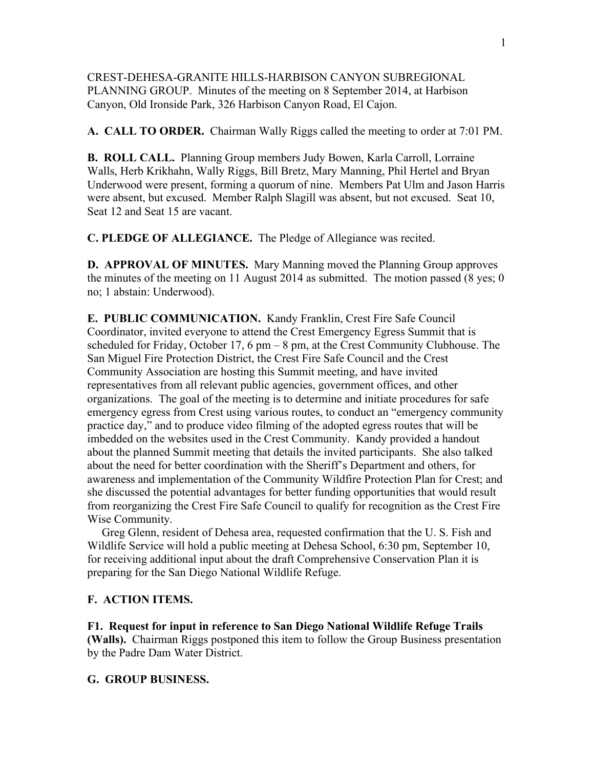CREST-DEHESA-GRANITE HILLS-HARBISON CANYON SUBREGIONAL PLANNING GROUP. Minutes of the meeting on 8 September 2014, at Harbison Canyon, Old Ironside Park, 326 Harbison Canyon Road, El Cajon.

**A. CALL TO ORDER.** Chairman Wally Riggs called the meeting to order at 7:01 PM.

**B. ROLL CALL.** Planning Group members Judy Bowen, Karla Carroll, Lorraine Walls, Herb Krikhahn, Wally Riggs, Bill Bretz, Mary Manning, Phil Hertel and Bryan Underwood were present, forming a quorum of nine. Members Pat Ulm and Jason Harris were absent, but excused. Member Ralph Slagill was absent, but not excused. Seat 10, Seat 12 and Seat 15 are vacant.

**C. PLEDGE OF ALLEGIANCE.** The Pledge of Allegiance was recited.

**D. APPROVAL OF MINUTES.** Mary Manning moved the Planning Group approves the minutes of the meeting on 11 August 2014 as submitted. The motion passed (8 yes; 0 no; 1 abstain: Underwood).

**E. PUBLIC COMMUNICATION.** Kandy Franklin, Crest Fire Safe Council Coordinator, invited everyone to attend the Crest Emergency Egress Summit that is scheduled for Friday, October 17, 6 pm – 8 pm, at the Crest Community Clubhouse. The San Miguel Fire Protection District, the Crest Fire Safe Council and the Crest Community Association are hosting this Summit meeting, and have invited representatives from all relevant public agencies, government offices, and other organizations. The goal of the meeting is to determine and initiate procedures for safe emergency egress from Crest using various routes, to conduct an "emergency community practice day," and to produce video filming of the adopted egress routes that will be imbedded on the websites used in the Crest Community. Kandy provided a handout about the planned Summit meeting that details the invited participants. She also talked about the need for better coordination with the Sheriff's Department and others, for awareness and implementation of the Community Wildfire Protection Plan for Crest; and she discussed the potential advantages for better funding opportunities that would result from reorganizing the Crest Fire Safe Council to qualify for recognition as the Crest Fire Wise Community.

Greg Glenn, resident of Dehesa area, requested confirmation that the U. S. Fish and Wildlife Service will hold a public meeting at Dehesa School, 6:30 pm, September 10, for receiving additional input about the draft Comprehensive Conservation Plan it is preparing for the San Diego National Wildlife Refuge.

**F. ACTION ITEMS.**

**F1. Request for input in reference to San Diego National Wildlife Refuge Trails (Walls).** Chairman Riggs postponed this item to follow the Group Business presentation by the Padre Dam Water District.

**G. GROUP BUSINESS.**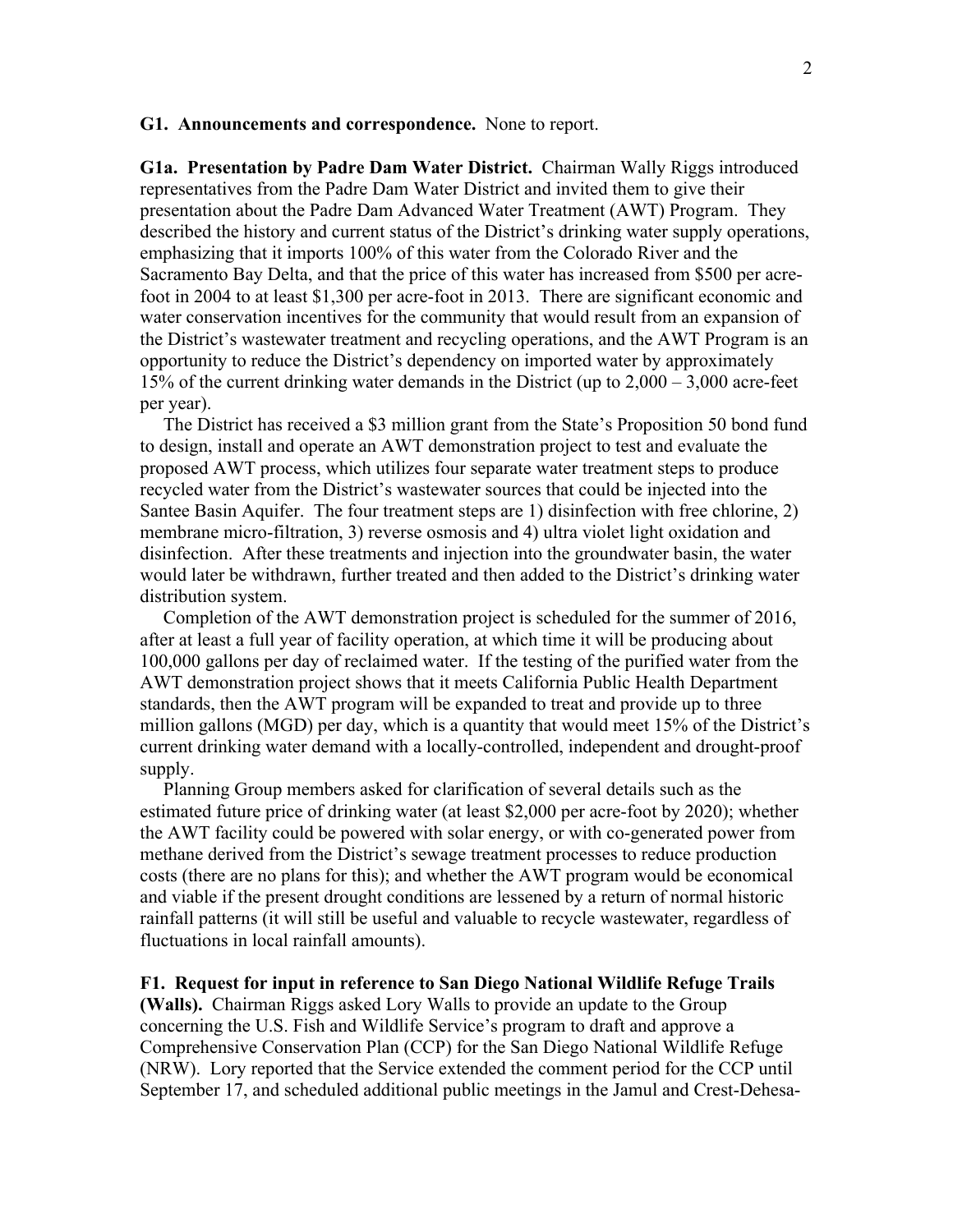**G1. Announcements and correspondence.** None to report.

**G1a. Presentation by Padre Dam Water District.** Chairman Wally Riggs introduced representatives from the Padre Dam Water District and invited them to give their presentation about the Padre Dam Advanced Water Treatment (AWT) Program. They described the history and current status of the District's drinking water supply operations, emphasizing that it imports 100% of this water from the Colorado River and the Sacramento Bay Delta, and that the price of this water has increased from $500 per acre-foot in 2004 to at least $1,300 per acre-foot in 2013. There are significant economic and water conservation incentives for the community that would result from an expansion of the District's wastewater treatment and recycling operations, and the AWT Program is an opportunity to reduce the District's dependency on imported water by approximately 15% of the current drinking water demands in the District (up to 2,000 – 3,000 acre-feet per year).

The District has received a $3 million grant from the State's Proposition 50 bond fund to design, install and operate an AWT demonstration project to test and evaluate the proposed AWT process, which utilizes four separate water treatment steps to produce recycled water from the District's wastewater sources that could be injected into the Santee Basin Aquifer. The four treatment steps are 1) disinfection with free chlorine, 2) membrane micro-filtration, 3) reverse osmosis and 4) ultra violet light oxidation and disinfection. After these treatments and injection into the groundwater basin, the water would later be withdrawn, further treated and then added to the District's drinking water distribution system.

Completion of the AWT demonstration project is scheduled for the summer of 2016, after at least a full year of facility operation, at which time it will be producing about 100,000 gallons per day of reclaimed water. If the testing of the purified water from the AWT demonstration project shows that it meets California Public Health Department standards, then the AWT program will be expanded to treat and provide up to three million gallons (MGD) per day, which is a quantity that would meet 15% of the District's current drinking water demand with a locally-controlled, independent and drought-proof supply.

Planning Group members asked for clarification of several details such as the estimated future price of drinking water (at least $2,000 per acre-foot by 2020); whether the AWT facility could be powered with solar energy, or with co-generated power from methane derived from the District's sewage treatment processes to reduce production costs (there are no plans for this); and whether the AWT program would be economical and viable if the present drought conditions are lessened by a return of normal historic rainfall patterns (it will still be useful and valuable to recycle wastewater, regardless of fluctuations in local rainfall amounts).

**F1. Request for input in reference to San Diego National Wildlife Refuge Trails (Walls).** Chairman Riggs asked Lory Walls to provide an update to the Group concerning the U.S. Fish and Wildlife Service's program to draft and approve a Comprehensive Conservation Plan (CCP) for the San Diego National Wildlife Refuge (NRW). Lory reported that the Service extended the comment period for the CCP until September 17, and scheduled additional public meetings in the Jamul and Crest-Dehesa-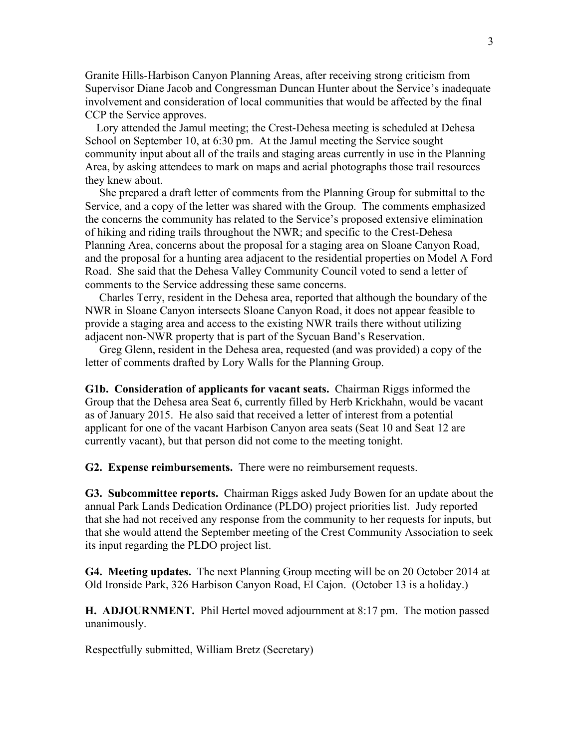Granite Hills-Harbison Canyon Planning Areas, after receiving strong criticism from Supervisor Diane Jacob and Congressman Duncan Hunter about the Service's inadequate involvement and consideration of local communities that would be affected by the final CCP the Service approves.

Lory attended the Jamul meeting; the Crest-Dehesa meeting is scheduled at Dehesa School on September 10, at 6:30 pm. At the Jamul meeting the Service sought community input about all of the trails and staging areas currently in use in the Planning Area, by asking attendees to mark on maps and aerial photographs those trail resources they knew about.

She prepared a draft letter of comments from the Planning Group for submittal to the Service, and a copy of the letter was shared with the Group. The comments emphasized the concerns the community has related to the Service's proposed extensive elimination of hiking and riding trails throughout the NWR; and specific to the Crest-Dehesa Planning Area, concerns about the proposal for a staging area on Sloane Canyon Road, and the proposal for a hunting area adjacent to the residential properties on Model A Ford Road. She said that the Dehesa Valley Community Council voted to send a letter of comments to the Service addressing these same concerns.

Charles Terry, resident in the Dehesa area, reported that although the boundary of the NWR in Sloane Canyon intersects Sloane Canyon Road, it does not appear feasible to provide a staging area and access to the existing NWR trails there without utilizing adjacent non-NWR property that is part of the Sycuan Band's Reservation.

Greg Glenn, resident in the Dehesa area, requested (and was provided) a copy of the letter of comments drafted by Lory Walls for the Planning Group.

**G1b. Consideration of applicants for vacant seats.** Chairman Riggs informed the Group that the Dehesa area Seat 6, currently filled by Herb Krickhahn, would be vacant as of January 2015. He also said that received a letter of interest from a potential applicant for one of the vacant Harbison Canyon area seats (Seat 10 and Seat 12 are currently vacant), but that person did not come to the meeting tonight.

**G2. Expense reimbursements.** There were no reimbursement requests.

**G3. Subcommittee reports.** Chairman Riggs asked Judy Bowen for an update about the annual Park Lands Dedication Ordinance (PLDO) project priorities list. Judy reported that she had not received any response from the community to her requests for inputs, but that she would attend the September meeting of the Crest Community Association to seek its input regarding the PLDO project list.

**G4. Meeting updates.** The next Planning Group meeting will be on 20 October 2014 at Old Ironside Park, 326 Harbison Canyon Road, El Cajon. (October 13 is a holiday.)

**H. ADJOURNMENT.** Phil Hertel moved adjournment at 8:17 pm. The motion passed unanimously.

Respectfully submitted, William Bretz (Secretary)